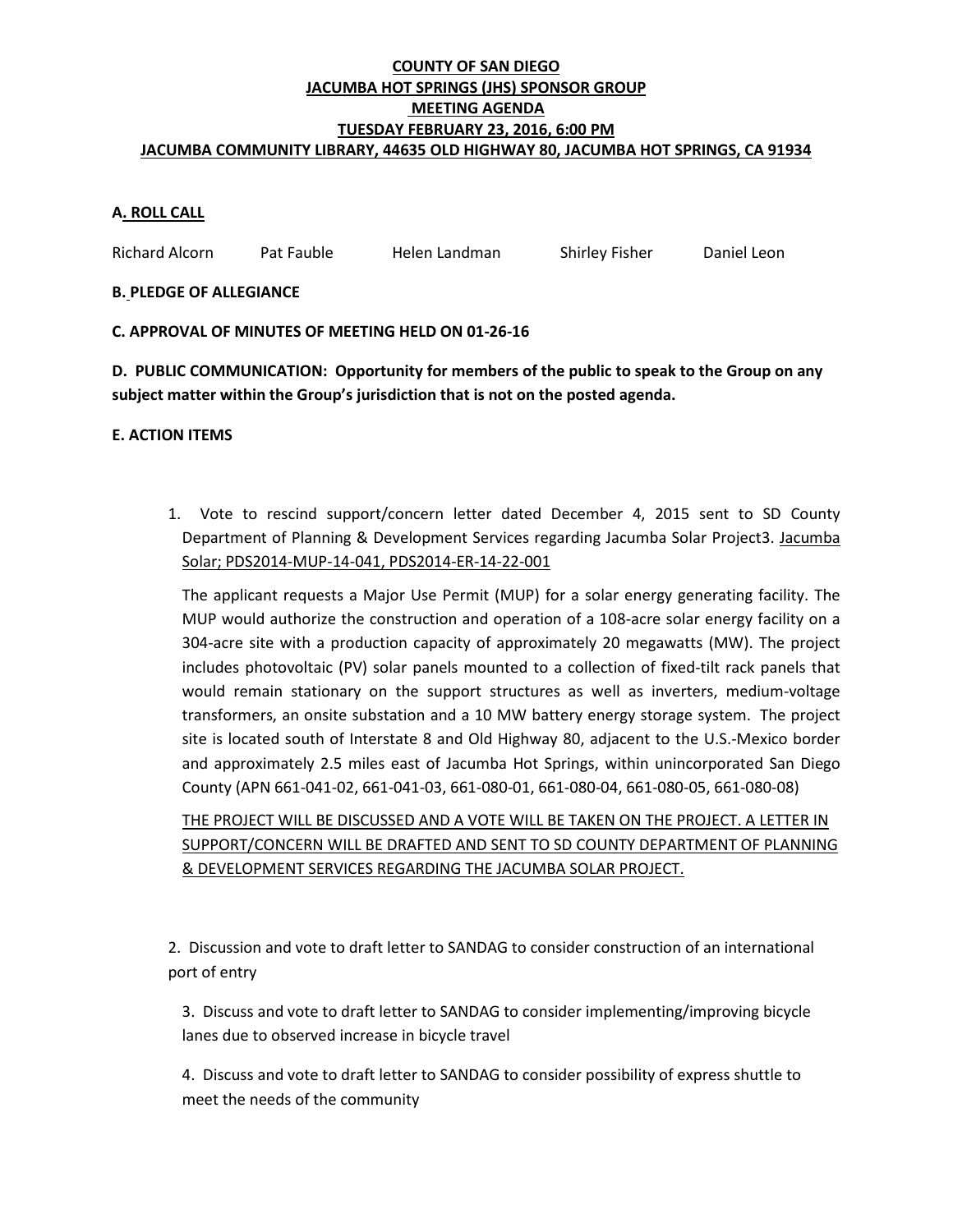**COUNTY OF SAN DIEGO**
**JACUMBA HOT SPRINGS (JHS) SPONSOR GROUP**
**MEETING AGENDA**
**TUESDAY FEBRUARY 23, 2016, 6:00 PM**
**JACUMBA COMMUNITY LIBRARY, 44635 OLD HIGHWAY 80, JACUMBA HOT SPRINGS, CA 91934**

**A. ROLL CALL**

Richard Alcorn    Pat Fauble    Helen Landman    Shirley Fisher    Daniel Leon

**B. PLEDGE OF ALLEGIANCE**

**C. APPROVAL OF MINUTES OF MEETING HELD ON 01-26-16**

**D. PUBLIC COMMUNICATION: Opportunity for members of the public to speak to the Group on any subject matter within the Group's jurisdiction that is not on the posted agenda.**

**E. ACTION ITEMS**

1. Vote to rescind support/concern letter dated December 4, 2015 sent to SD County Department of Planning & Development Services regarding Jacumba Solar Project3. Jacumba Solar; PDS2014-MUP-14-041, PDS2014-ER-14-22-001

   The applicant requests a Major Use Permit (MUP) for a solar energy generating facility. The MUP would authorize the construction and operation of a 108-acre solar energy facility on a 304-acre site with a production capacity of approximately 20 megawatts (MW). The project includes photovoltaic (PV) solar panels mounted to a collection of fixed-tilt rack panels that would remain stationary on the support structures as well as inverters, medium-voltage transformers, an onsite substation and a 10 MW battery energy storage system. The project site is located south of Interstate 8 and Old Highway 80, adjacent to the U.S.-Mexico border and approximately 2.5 miles east of Jacumba Hot Springs, within unincorporated San Diego County (APN 661-041-02, 661-041-03, 661-080-01, 661-080-04, 661-080-05, 661-080-08)

   THE PROJECT WILL BE DISCUSSED AND A VOTE WILL BE TAKEN ON THE PROJECT. A LETTER IN SUPPORT/CONCERN WILL BE DRAFTED AND SENT TO SD COUNTY DEPARTMENT OF PLANNING & DEVELOPMENT SERVICES REGARDING THE JACUMBA SOLAR PROJECT.

2. Discussion and vote to draft letter to SANDAG to consider construction of an international port of entry

3. Discuss and vote to draft letter to SANDAG to consider implementing/improving bicycle lanes due to observed increase in bicycle travel

4. Discuss and vote to draft letter to SANDAG to consider possibility of express shuttle to meet the needs of the community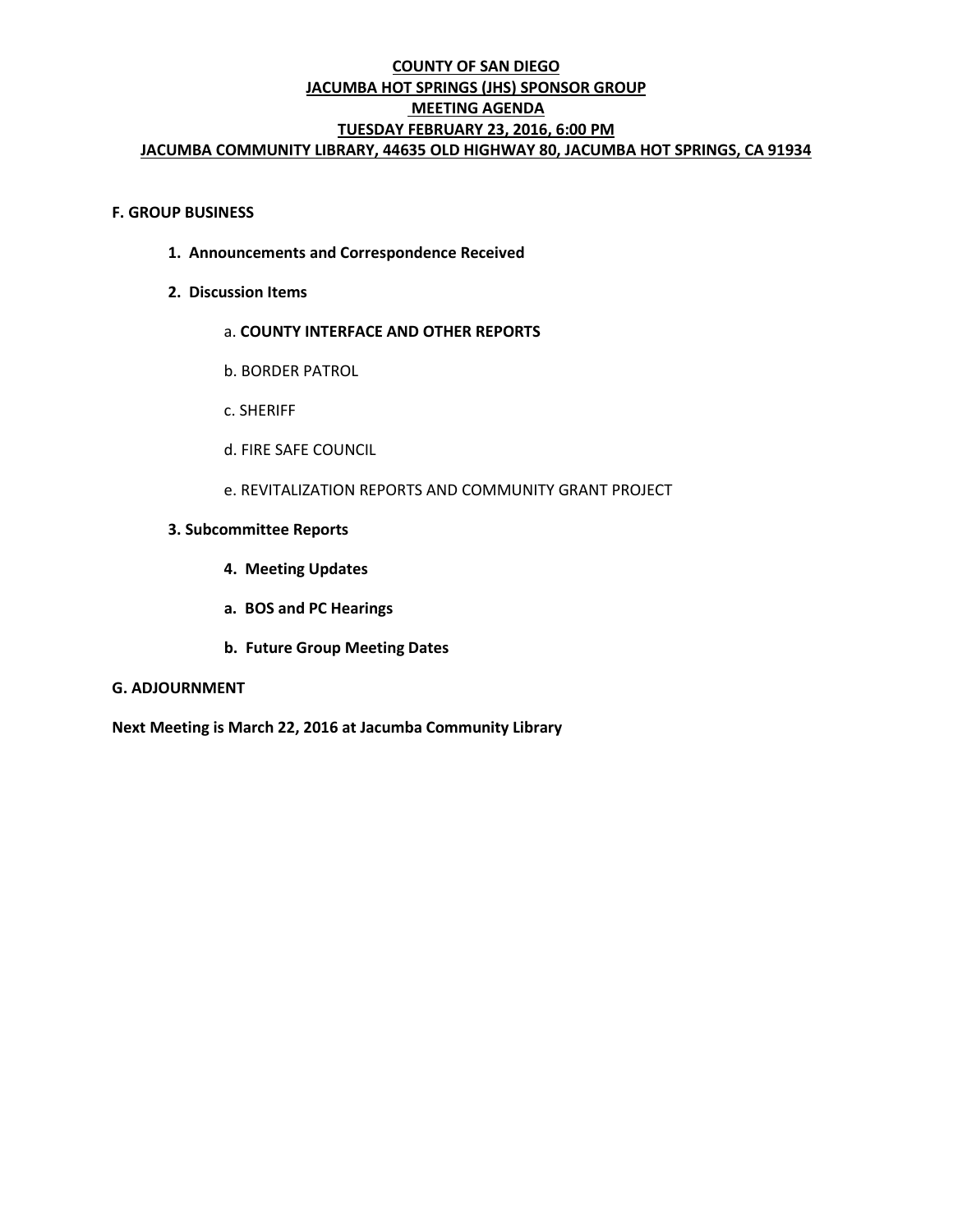**COUNTY OF SAN DIEGO**
**JACUMBA HOT SPRINGS (JHS) SPONSOR GROUP**
**MEETING AGENDA**
**TUESDAY FEBRUARY 23, 2016, 6:00 PM**
**JACUMBA COMMUNITY LIBRARY, 44635 OLD HIGHWAY 80, JACUMBA HOT SPRINGS, CA 91934**

**F. GROUP BUSINESS**

**1. Announcements and Correspondence Received**

**2. Discussion Items**

a. **COUNTY INTERFACE AND OTHER REPORTS**

b. BORDER PATROL

c. SHERIFF

d. FIRE SAFE COUNCIL

e. REVITALIZATION REPORTS AND COMMUNITY GRANT PROJECT

**3. Subcommittee Reports**

**4. Meeting Updates**

**a. BOS and PC Hearings**

**b. Future Group Meeting Dates**

**G. ADJOURNMENT**

**Next Meeting is March 22, 2016 at Jacumba Community Library**